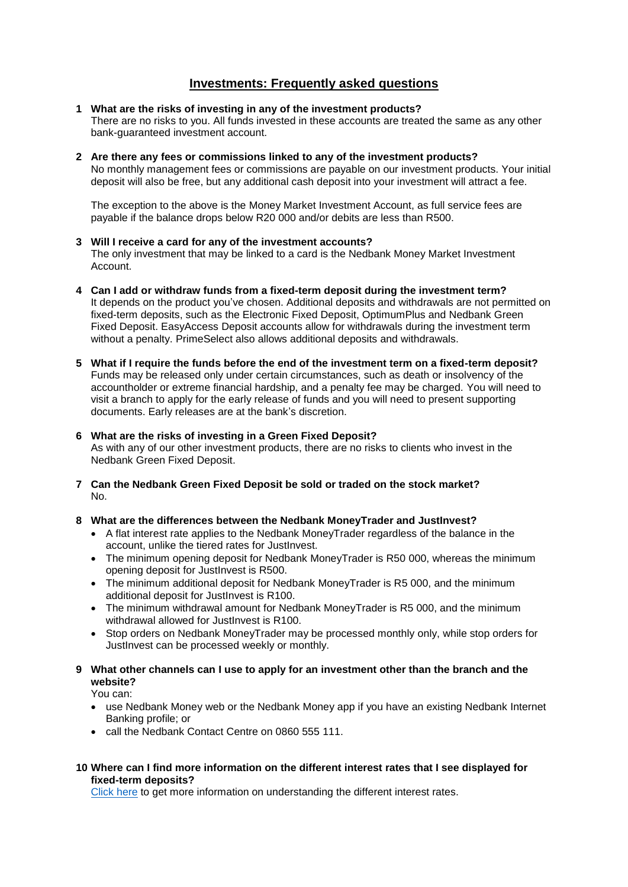# Investments: Frequently asked questions

**1 What are the risks of investing in any of the investment products?**

There are no risks to you. All funds invested in these accounts are treated the same as any other bank-guaranteed investment account.

**2 Are there any fees or commissions linked to any of the investment products?**

No monthly management fees or commissions are payable on our investment products. Your initial deposit will also be free, but any additional cash deposit into your investment will attract a fee.

The exception to the above is the Money Market Investment Account, as full service fees are payable if the balance drops below R20 000 and/or debits are less than R500.

**3 Will I receive a card for any of the investment accounts?**

The only investment that may be linked to a card is the Nedbank Money Market Investment Account.

**4 Can I add or withdraw funds from a fixed-term deposit during the investment term?**

It depends on the product you've chosen. Additional deposits and withdrawals are not permitted on fixed-term deposits, such as the Electronic Fixed Deposit, OptimumPlus and Nedbank Green Fixed Deposit. EasyAccess Deposit accounts allow for withdrawals during the investment term without a penalty. PrimeSelect also allows additional deposits and withdrawals.

**5 What if I require the funds before the end of the investment term on a fixed-term deposit?**

Funds may be released only under certain circumstances, such as death or insolvency of the accountholder or extreme financial hardship, and a penalty fee may be charged. You will need to visit a branch to apply for the early release of funds and you will need to present supporting documents. Early releases are at the bank's discretion.

**6 What are the risks of investing in a Green Fixed Deposit?**

As with any of our other investment products, there are no risks to clients who invest in the Nedbank Green Fixed Deposit.

**7 Can the Nedbank Green Fixed Deposit be sold or traded on the stock market?**

No.

**8 What are the differences between the Nedbank MoneyTrader and JustInvest?**

- A flat interest rate applies to the Nedbank MoneyTrader regardless of the balance in the account, unlike the tiered rates for JustInvest.
- The minimum opening deposit for Nedbank MoneyTrader is R50 000, whereas the minimum opening deposit for JustInvest is R500.
- The minimum additional deposit for Nedbank MoneyTrader is R5 000, and the minimum additional deposit for JustInvest is R100.
- The minimum withdrawal amount for Nedbank MoneyTrader is R5 000, and the minimum withdrawal allowed for JustInvest is R100.
- Stop orders on Nedbank MoneyTrader may be processed monthly only, while stop orders for JustInvest can be processed weekly or monthly.

**9 What other channels can I use to apply for an investment other than the branch and the website?**

You can:

- use Nedbank Money web or the Nedbank Money app if you have an existing Nedbank Internet Banking profile; or
- call the Nedbank Contact Centre on 0860 555 111.

**10 Where can I find more information on the different interest rates that I see displayed for fixed-term deposits?**

Click here to get more information on understanding the different interest rates.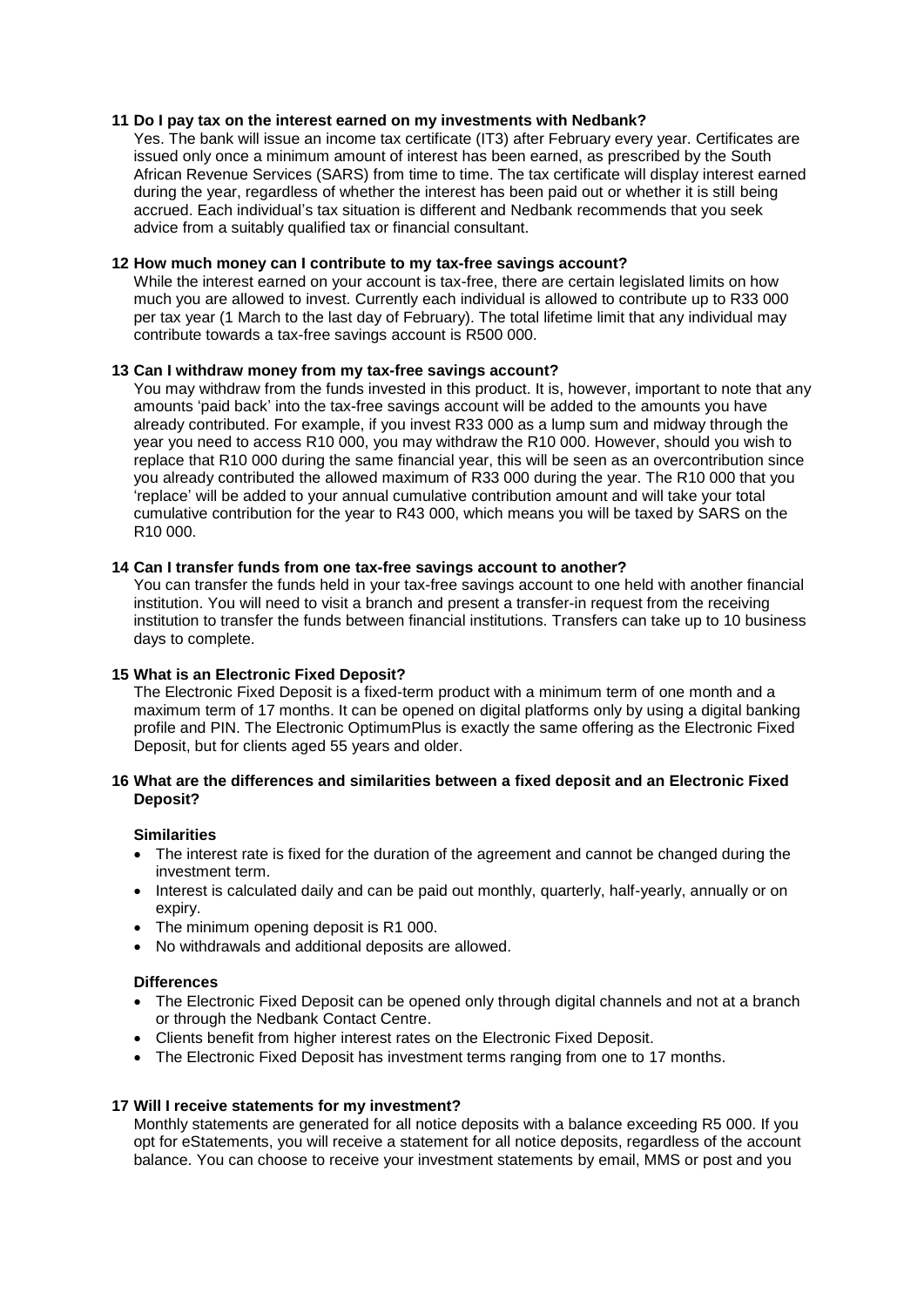**11 Do I pay tax on the interest earned on my investments with Nedbank?**

Yes. The bank will issue an income tax certificate (IT3) after February every year. Certificates are issued only once a minimum amount of interest has been earned, as prescribed by the South African Revenue Services (SARS) from time to time. The tax certificate will display interest earned during the year, regardless of whether the interest has been paid out or whether it is still being accrued. Each individual's tax situation is different and Nedbank recommends that you seek advice from a suitably qualified tax or financial consultant.

**12 How much money can I contribute to my tax-free savings account?**

While the interest earned on your account is tax-free, there are certain legislated limits on how much you are allowed to invest. Currently each individual is allowed to contribute up to R33 000 per tax year (1 March to the last day of February). The total lifetime limit that any individual may contribute towards a tax-free savings account is R500 000.

**13 Can I withdraw money from my tax-free savings account?**

You may withdraw from the funds invested in this product. It is, however, important to note that any amounts 'paid back' into the tax-free savings account will be added to the amounts you have already contributed. For example, if you invest R33 000 as a lump sum and midway through the year you need to access R10 000, you may withdraw the R10 000. However, should you wish to replace that R10 000 during the same financial year, this will be seen as an overcontribution since you already contributed the allowed maximum of R33 000 during the year. The R10 000 that you 'replace' will be added to your annual cumulative contribution amount and will take your total cumulative contribution for the year to R43 000, which means you will be taxed by SARS on the R10 000.

**14 Can I transfer funds from one tax-free savings account to another?**

You can transfer the funds held in your tax-free savings account to one held with another financial institution. You will need to visit a branch and present a transfer-in request from the receiving institution to transfer the funds between financial institutions. Transfers can take up to 10 business days to complete.

**15 What is an Electronic Fixed Deposit?**

The Electronic Fixed Deposit is a fixed-term product with a minimum term of one month and a maximum term of 17 months. It can be opened on digital platforms only by using a digital banking profile and PIN. The Electronic OptimumPlus is exactly the same offering as the Electronic Fixed Deposit, but for clients aged 55 years and older.

**16 What are the differences and similarities between a fixed deposit and an Electronic Fixed Deposit?**

**Similarities**

- The interest rate is fixed for the duration of the agreement and cannot be changed during the investment term.
- Interest is calculated daily and can be paid out monthly, quarterly, half-yearly, annually or on expiry.
- The minimum opening deposit is R1 000.
- No withdrawals and additional deposits are allowed.

**Differences**

- The Electronic Fixed Deposit can be opened only through digital channels and not at a branch or through the Nedbank Contact Centre.
- Clients benefit from higher interest rates on the Electronic Fixed Deposit.
- The Electronic Fixed Deposit has investment terms ranging from one to 17 months.

**17 Will I receive statements for my investment?**

Monthly statements are generated for all notice deposits with a balance exceeding R5 000. If you opt for eStatements, you will receive a statement for all notice deposits, regardless of the account balance. You can choose to receive your investment statements by email, MMS or post and you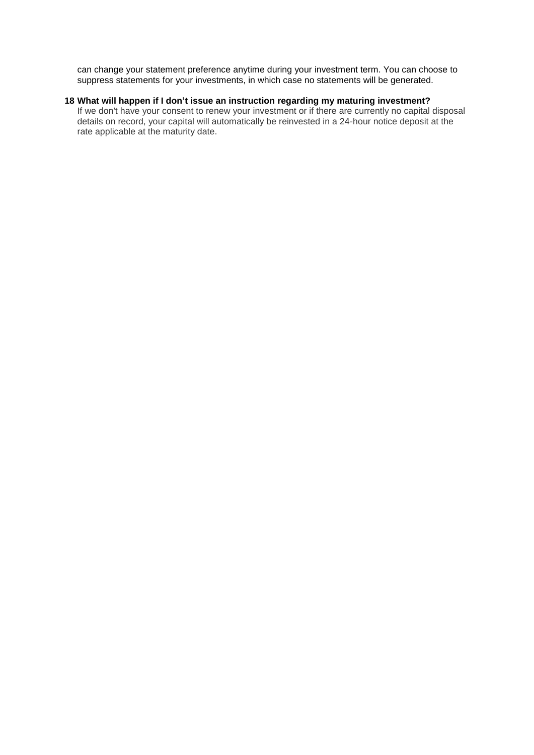can change your statement preference anytime during your investment term. You can choose to suppress statements for your investments, in which case no statements will be generated.

**18 What will happen if I don't issue an instruction regarding my maturing investment?**

If we don't have your consent to renew your investment or if there are currently no capital disposal details on record, your capital will automatically be reinvested in a 24-hour notice deposit at the rate applicable at the maturity date.